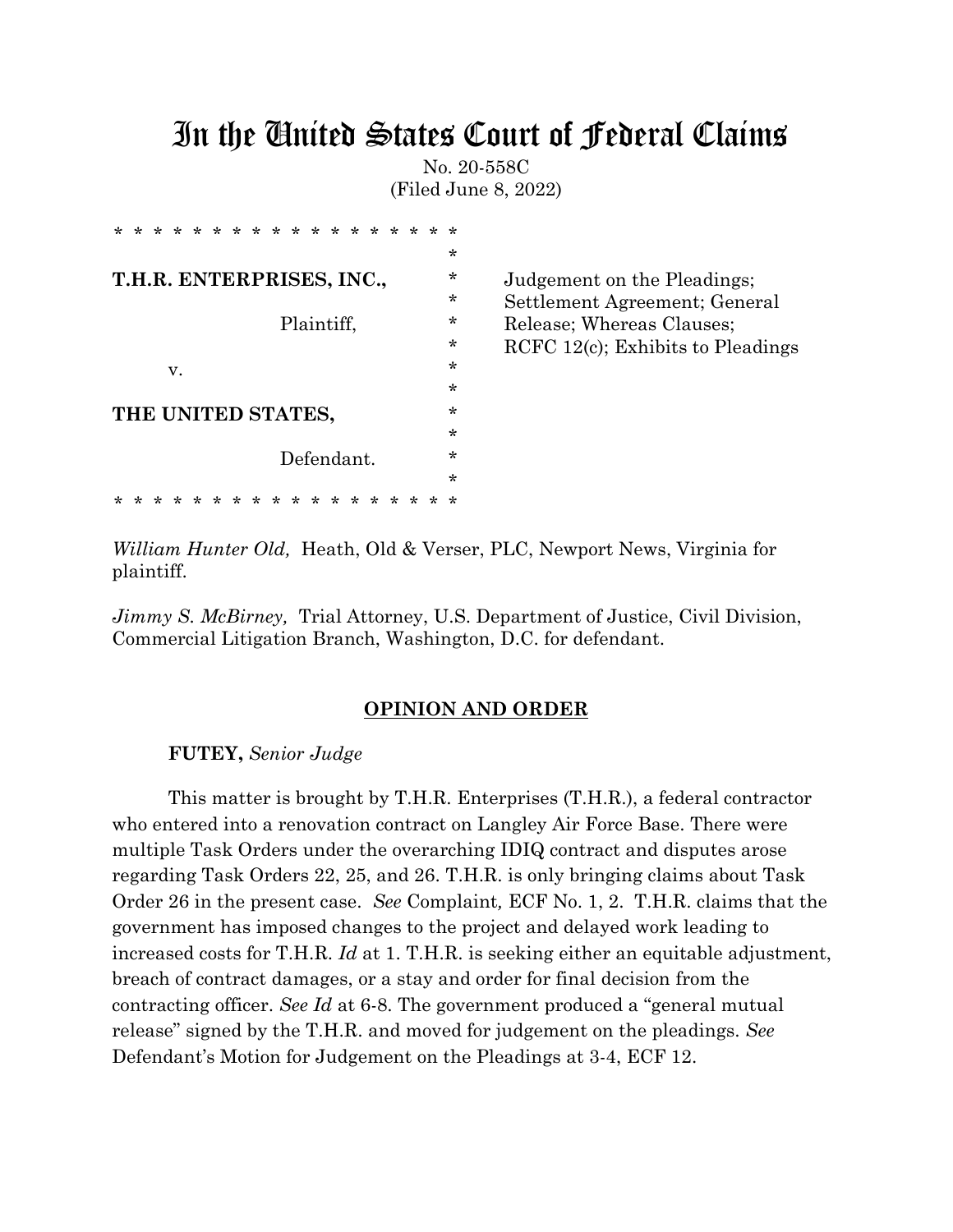# In the United States Court of Federal Claims

No. 20-558C

(Filed June 8, 2022)

| | |
|---|---|
| T.H.R. ENTERPRISES, INC., Plaintiff, v. THE UNITED STATES, Defendant. | Judgement on the Pleadings; Settlement Agreement; General Release; Whereas Clauses; RCFC 12(c); Exhibits to Pleadings |

*William Hunter Old,* Heath, Old & Verser, PLC, Newport News, Virginia for plaintiff.

*Jimmy S. McBirney,* Trial Attorney, U.S. Department of Justice, Civil Division, Commercial Litigation Branch, Washington, D.C. for defendant.

## OPINION AND ORDER

**FUTEY,** *Senior Judge*

This matter is brought by T.H.R. Enterprises (T.H.R.), a federal contractor who entered into a renovation contract on Langley Air Force Base. There were multiple Task Orders under the overarching IDIQ contract and disputes arose regarding Task Orders 22, 25, and 26. T.H.R. is only bringing claims about Task Order 26 in the present case. *See* Complaint*,* ECF No. 1, 2. T.H.R. claims that the government has imposed changes to the project and delayed work leading to increased costs for T.H.R. *Id* at 1. T.H.R. is seeking either an equitable adjustment, breach of contract damages, or a stay and order for final decision from the contracting officer. *See Id* at 6-8. The government produced a "general mutual release" signed by the T.H.R. and moved for judgement on the pleadings. *See* Defendant's Motion for Judgement on the Pleadings at 3-4, ECF 12.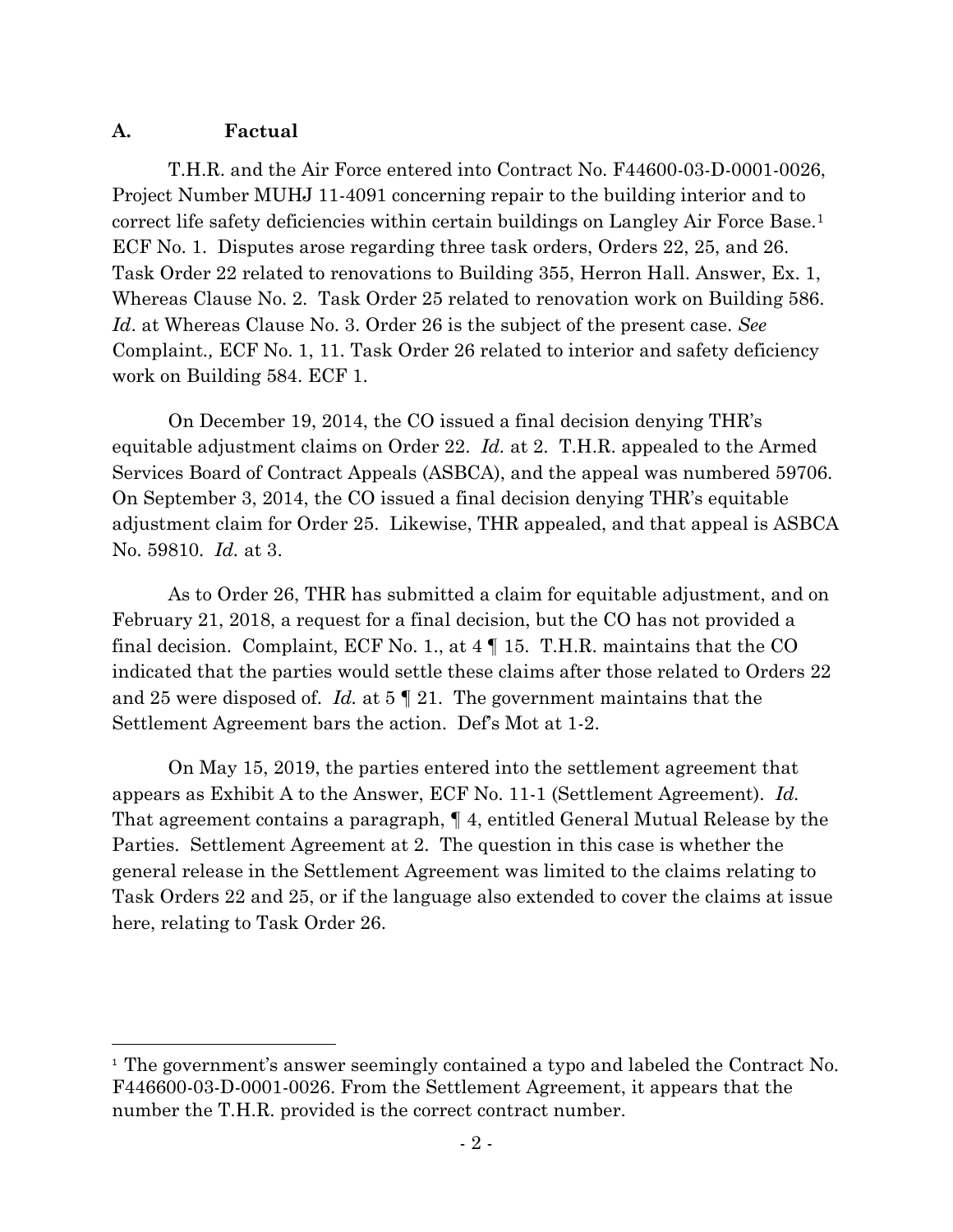### A. Factual

T.H.R. and the Air Force entered into Contract No. F44600-03-D-0001-0026, Project Number MUHJ 11-4091 concerning repair to the building interior and to correct life safety deficiencies within certain buildings on Langley Air Force Base.[1] ECF No. 1. Disputes arose regarding three task orders, Orders 22, 25, and 26. Task Order 22 related to renovations to Building 355, Herron Hall. Answer, Ex. 1, Whereas Clause No. 2. Task Order 25 related to renovation work on Building 586. *Id*. at Whereas Clause No. 3. Order 26 is the subject of the present case. *See* Complaint*.,* ECF No. 1, 11. Task Order 26 related to interior and safety deficiency work on Building 584. ECF 1.

On December 19, 2014, the CO issued a final decision denying THR's equitable adjustment claims on Order 22. *Id.* at 2. T.H.R. appealed to the Armed Services Board of Contract Appeals (ASBCA), and the appeal was numbered 59706. On September 3, 2014, the CO issued a final decision denying THR's equitable adjustment claim for Order 25. Likewise, THR appealed, and that appeal is ASBCA No. 59810. *Id.* at 3.

As to Order 26, THR has submitted a claim for equitable adjustment, and on February 21, 2018, a request for a final decision, but the CO has not provided a final decision. Complaint, ECF No. 1., at 4 ¶ 15. T.H.R. maintains that the CO indicated that the parties would settle these claims after those related to Orders 22 and 25 were disposed of. *Id.* at 5 ¶ 21. The government maintains that the Settlement Agreement bars the action. Def's Mot at 1-2.

On May 15, 2019, the parties entered into the settlement agreement that appears as Exhibit A to the Answer, ECF No. 11-1 (Settlement Agreement). *Id.* That agreement contains a paragraph, ¶ 4, entitled General Mutual Release by the Parties. Settlement Agreement at 2. The question in this case is whether the general release in the Settlement Agreement was limited to the claims relating to Task Orders 22 and 25, or if the language also extended to cover the claims at issue here, relating to Task Order 26.

---

[1] The government's answer seemingly contained a typo and labeled the Contract No. F446600-03-D-0001-0026. From the Settlement Agreement, it appears that the number the T.H.R. provided is the correct contract number.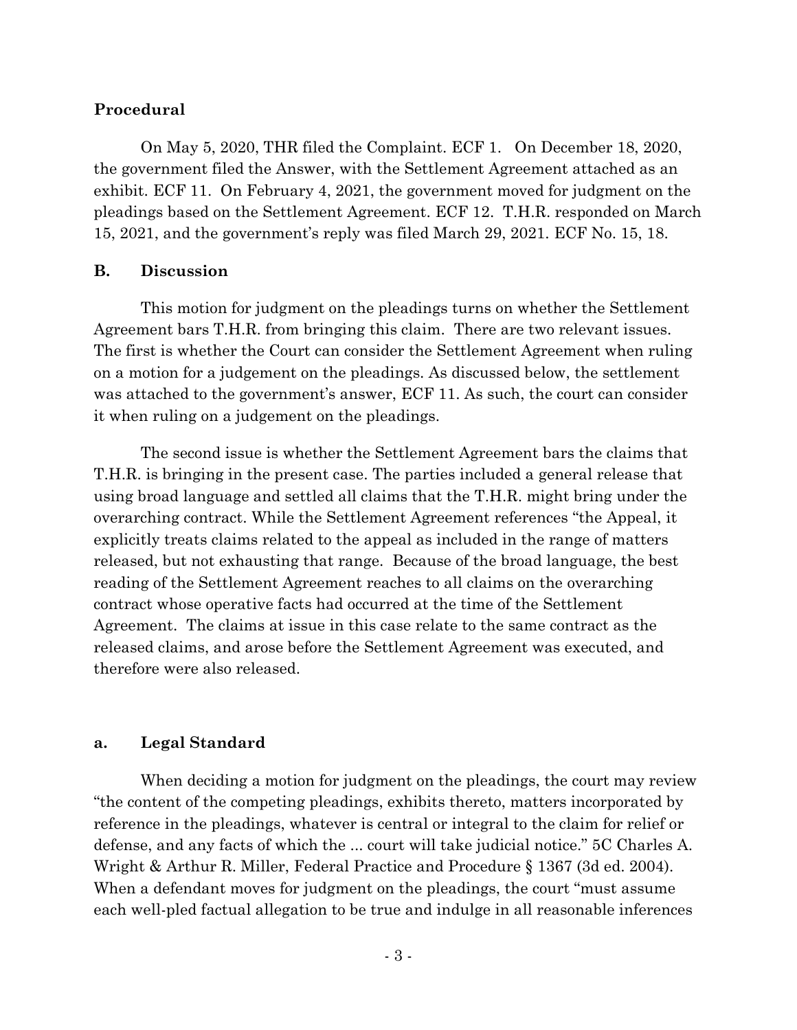**Procedural**

On May 5, 2020, THR filed the Complaint. ECF 1. On December 18, 2020, the government filed the Answer, with the Settlement Agreement attached as an exhibit. ECF 11. On February 4, 2021, the government moved for judgment on the pleadings based on the Settlement Agreement. ECF 12. T.H.R. responded on March 15, 2021, and the government's reply was filed March 29, 2021. ECF No. 15, 18.

## B. Discussion

This motion for judgment on the pleadings turns on whether the Settlement Agreement bars T.H.R. from bringing this claim. There are two relevant issues. The first is whether the Court can consider the Settlement Agreement when ruling on a motion for a judgement on the pleadings. As discussed below, the settlement was attached to the government's answer, ECF 11. As such, the court can consider it when ruling on a judgement on the pleadings.

The second issue is whether the Settlement Agreement bars the claims that T.H.R. is bringing in the present case. The parties included a general release that using broad language and settled all claims that the T.H.R. might bring under the overarching contract. While the Settlement Agreement references "the Appeal, it explicitly treats claims related to the appeal as included in the range of matters released, but not exhausting that range. Because of the broad language, the best reading of the Settlement Agreement reaches to all claims on the overarching contract whose operative facts had occurred at the time of the Settlement Agreement. The claims at issue in this case relate to the same contract as the released claims, and arose before the Settlement Agreement was executed, and therefore were also released.

### a. Legal Standard

When deciding a motion for judgment on the pleadings, the court may review "the content of the competing pleadings, exhibits thereto, matters incorporated by reference in the pleadings, whatever is central or integral to the claim for relief or defense, and any facts of which the ... court will take judicial notice." 5C Charles A. Wright & Arthur R. Miller, Federal Practice and Procedure § 1367 (3d ed. 2004). When a defendant moves for judgment on the pleadings, the court "must assume each well-pled factual allegation to be true and indulge in all reasonable inferences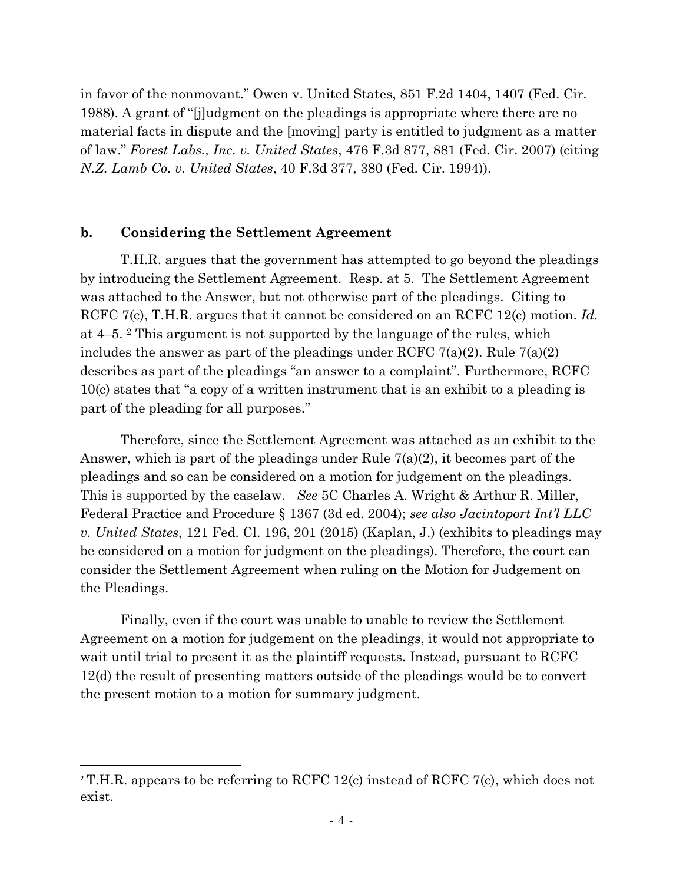in favor of the nonmovant." Owen v. United States, 851 F.2d 1404, 1407 (Fed. Cir. 1988). A grant of "[j]udgment on the pleadings is appropriate where there are no material facts in dispute and the [moving] party is entitled to judgment as a matter of law." *Forest Labs., Inc. v. United States*, 476 F.3d 877, 881 (Fed. Cir. 2007) (citing *N.Z. Lamb Co. v. United States*, 40 F.3d 377, 380 (Fed. Cir. 1994)).

### b. Considering the Settlement Agreement

T.H.R. argues that the government has attempted to go beyond the pleadings by introducing the Settlement Agreement. Resp. at 5. The Settlement Agreement was attached to the Answer, but not otherwise part of the pleadings. Citing to RCFC 7(c), T.H.R. argues that it cannot be considered on an RCFC 12(c) motion. *Id.* at 4–5. [2] This argument is not supported by the language of the rules, which includes the answer as part of the pleadings under RCFC 7(a)(2). Rule 7(a)(2) describes as part of the pleadings "an answer to a complaint". Furthermore, RCFC 10(c) states that "a copy of a written instrument that is an exhibit to a pleading is part of the pleading for all purposes."

Therefore, since the Settlement Agreement was attached as an exhibit to the Answer, which is part of the pleadings under Rule 7(a)(2), it becomes part of the pleadings and so can be considered on a motion for judgement on the pleadings. This is supported by the caselaw. *See* 5C Charles A. Wright & Arthur R. Miller, Federal Practice and Procedure § 1367 (3d ed. 2004); *see also Jacintoport Int'l LLC v. United States*, 121 Fed. Cl. 196, 201 (2015) (Kaplan, J.) (exhibits to pleadings may be considered on a motion for judgment on the pleadings). Therefore, the court can consider the Settlement Agreement when ruling on the Motion for Judgement on the Pleadings.

Finally, even if the court was unable to unable to review the Settlement Agreement on a motion for judgement on the pleadings, it would not appropriate to wait until trial to present it as the plaintiff requests. Instead, pursuant to RCFC 12(d) the result of presenting matters outside of the pleadings would be to convert the present motion to a motion for summary judgment.

---

[2] T.H.R. appears to be referring to RCFC 12(c) instead of RCFC 7(c), which does not exist.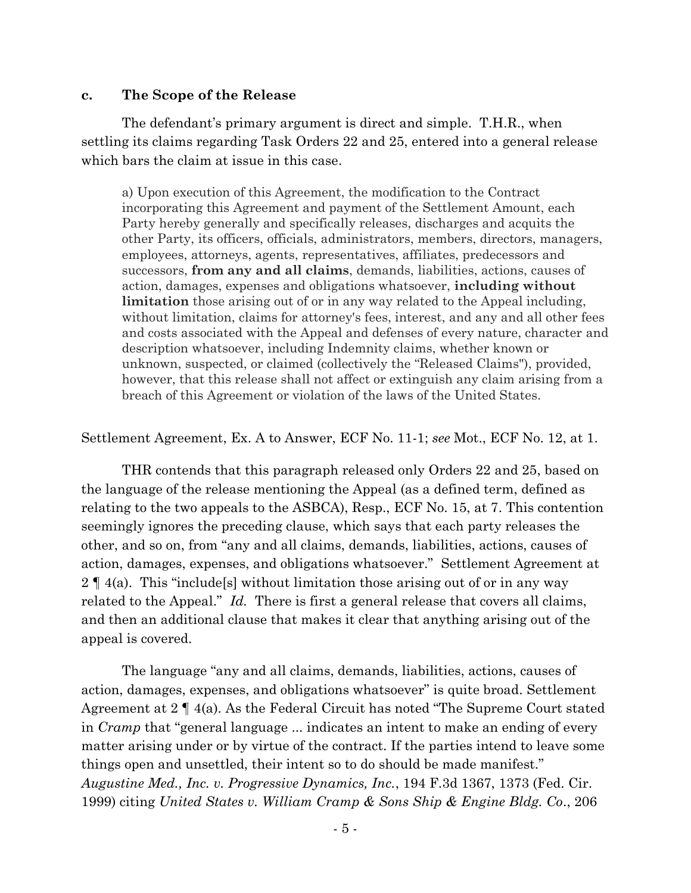### c. The Scope of the Release

The defendant's primary argument is direct and simple. T.H.R., when settling its claims regarding Task Orders 22 and 25, entered into a general release which bars the claim at issue in this case.

> a) Upon execution of this Agreement, the modification to the Contract incorporating this Agreement and payment of the Settlement Amount, each Party hereby generally and specifically releases, discharges and acquits the other Party, its officers, officials, administrators, members, directors, managers, employees, attorneys, agents, representatives, affiliates, predecessors and successors, **from any and all claims**, demands, liabilities, actions, causes of action, damages, expenses and obligations whatsoever, **including without limitation** those arising out of or in any way related to the Appeal including, without limitation, claims for attorney's fees, interest, and any and all other fees and costs associated with the Appeal and defenses of every nature, character and description whatsoever, including Indemnity claims, whether known or unknown, suspected, or claimed (collectively the "Released Claims"), provided, however, that this release shall not affect or extinguish any claim arising from a breach of this Agreement or violation of the laws of the United States.

Settlement Agreement, Ex. A to Answer, ECF No. 11-1; *see* Mot., ECF No. 12, at 1.

THR contends that this paragraph released only Orders 22 and 25, based on the language of the release mentioning the Appeal (as a defined term, defined as relating to the two appeals to the ASBCA), Resp., ECF No. 15, at 7. This contention seemingly ignores the preceding clause, which says that each party releases the other, and so on, from "any and all claims, demands, liabilities, actions, causes of action, damages, expenses, and obligations whatsoever." Settlement Agreement at 2 ¶ 4(a). This "include[s] without limitation those arising out of or in any way related to the Appeal." *Id.* There is first a general release that covers all claims, and then an additional clause that makes it clear that anything arising out of the appeal is covered.

The language "any and all claims, demands, liabilities, actions, causes of action, damages, expenses, and obligations whatsoever" is quite broad. Settlement Agreement at 2 ¶ 4(a). As the Federal Circuit has noted "The Supreme Court stated in *Cramp* that "general language ... indicates an intent to make an ending of every matter arising under or by virtue of the contract. If the parties intend to leave some things open and unsettled, their intent so to do should be made manifest." *Augustine Med., Inc. v. Progressive Dynamics, Inc.*, 194 F.3d 1367, 1373 (Fed. Cir. 1999) citing *United States v. William Cramp & Sons Ship & Engine Bldg. Co*., 206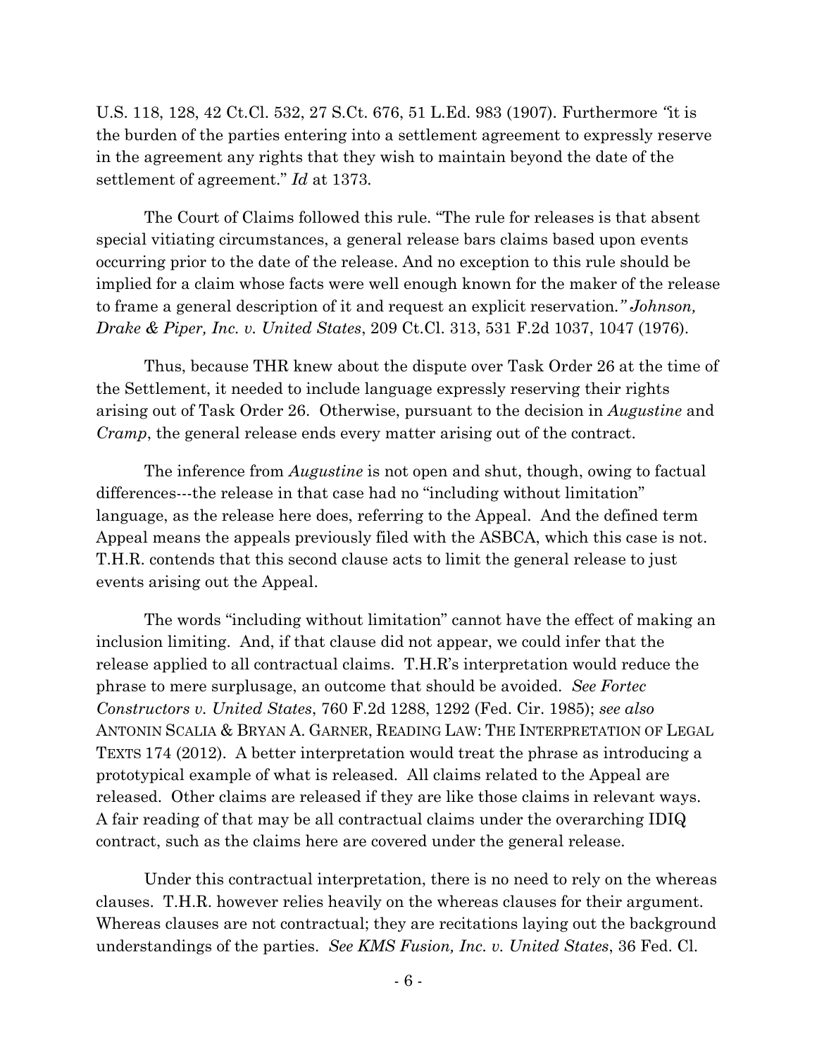U.S. 118, 128, 42 Ct.Cl. 532, 27 S.Ct. 676, 51 L.Ed. 983 (1907). Furthermore "it is the burden of the parties entering into a settlement agreement to expressly reserve in the agreement any rights that they wish to maintain beyond the date of the settlement of agreement." *Id* at 1373.

The Court of Claims followed this rule. "The rule for releases is that absent special vitiating circumstances, a general release bars claims based upon events occurring prior to the date of the release. And no exception to this rule should be implied for a claim whose facts were well enough known for the maker of the release to frame a general description of it and request an explicit reservation." *Johnson, Drake & Piper, Inc. v. United States*, 209 Ct.Cl. 313, 531 F.2d 1037, 1047 (1976).

Thus, because THR knew about the dispute over Task Order 26 at the time of the Settlement, it needed to include language expressly reserving their rights arising out of Task Order 26. Otherwise, pursuant to the decision in *Augustine* and *Cramp*, the general release ends every matter arising out of the contract.

The inference from *Augustine* is not open and shut, though, owing to factual differences---the release in that case had no "including without limitation" language, as the release here does, referring to the Appeal. And the defined term Appeal means the appeals previously filed with the ASBCA, which this case is not. T.H.R. contends that this second clause acts to limit the general release to just events arising out the Appeal.

The words "including without limitation" cannot have the effect of making an inclusion limiting. And, if that clause did not appear, we could infer that the release applied to all contractual claims. T.H.R's interpretation would reduce the phrase to mere surplusage, an outcome that should be avoided. *See Fortec Constructors v. United States*, 760 F.2d 1288, 1292 (Fed. Cir. 1985); *see also* ANTONIN SCALIA & BRYAN A. GARNER, READING LAW: THE INTERPRETATION OF LEGAL TEXTS 174 (2012). A better interpretation would treat the phrase as introducing a prototypical example of what is released. All claims related to the Appeal are released. Other claims are released if they are like those claims in relevant ways. A fair reading of that may be all contractual claims under the overarching IDIQ contract, such as the claims here are covered under the general release.

Under this contractual interpretation, there is no need to rely on the whereas clauses. T.H.R. however relies heavily on the whereas clauses for their argument. Whereas clauses are not contractual; they are recitations laying out the background understandings of the parties. *See KMS Fusion, Inc. v. United States*, 36 Fed. Cl.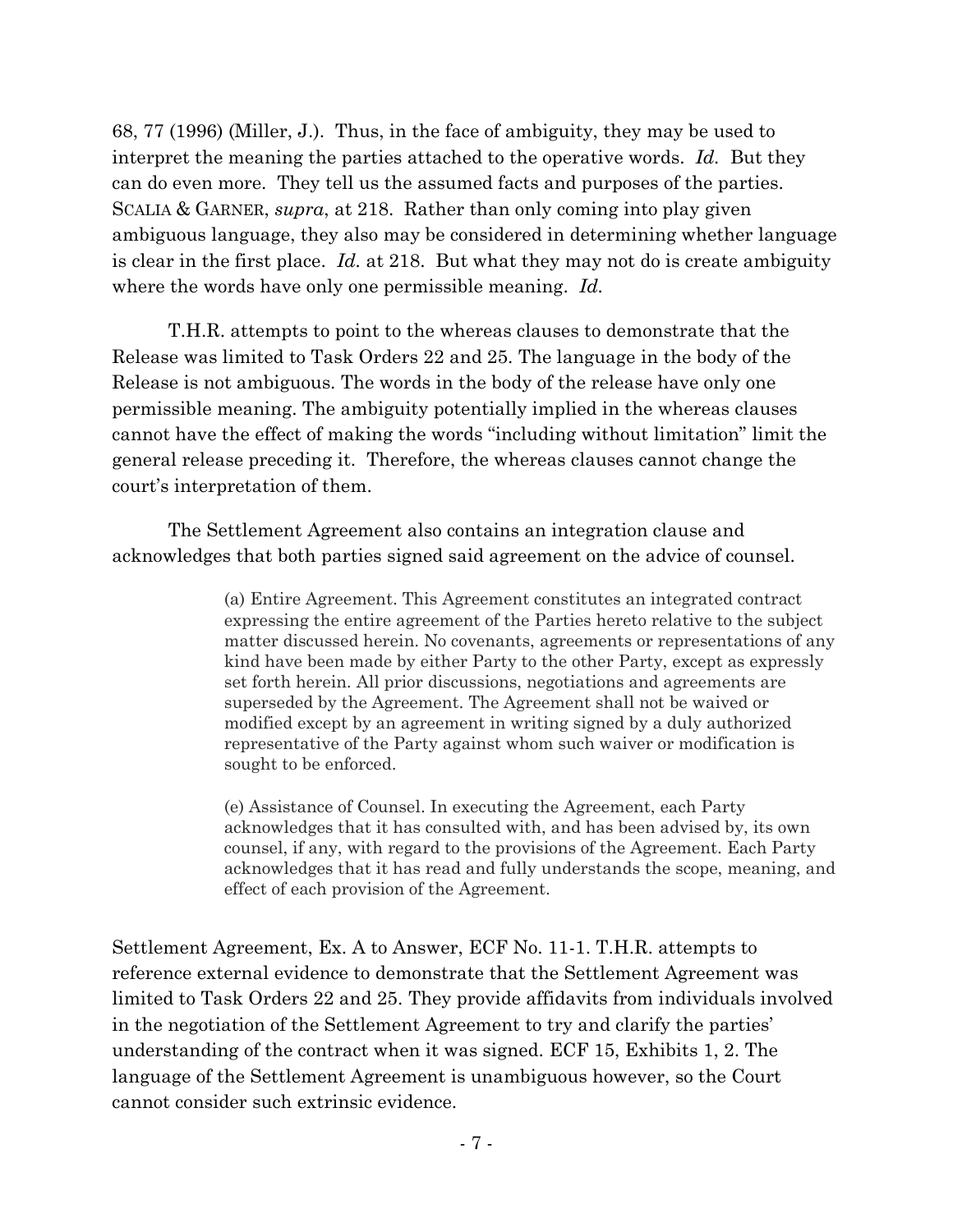68, 77 (1996) (Miller, J.). Thus, in the face of ambiguity, they may be used to interpret the meaning the parties attached to the operative words. *Id.* But they can do even more. They tell us the assumed facts and purposes of the parties. SCALIA & GARNER, *supra*, at 218. Rather than only coming into play given ambiguous language, they also may be considered in determining whether language is clear in the first place. *Id.* at 218. But what they may not do is create ambiguity where the words have only one permissible meaning. *Id.*

T.H.R. attempts to point to the whereas clauses to demonstrate that the Release was limited to Task Orders 22 and 25. The language in the body of the Release is not ambiguous. The words in the body of the release have only one permissible meaning. The ambiguity potentially implied in the whereas clauses cannot have the effect of making the words "including without limitation" limit the general release preceding it. Therefore, the whereas clauses cannot change the court's interpretation of them.

The Settlement Agreement also contains an integration clause and acknowledges that both parties signed said agreement on the advice of counsel.

> (a) Entire Agreement. This Agreement constitutes an integrated contract expressing the entire agreement of the Parties hereto relative to the subject matter discussed herein. No covenants, agreements or representations of any kind have been made by either Party to the other Party, except as expressly set forth herein. All prior discussions, negotiations and agreements are superseded by the Agreement. The Agreement shall not be waived or modified except by an agreement in writing signed by a duly authorized representative of the Party against whom such waiver or modification is sought to be enforced.
>
> (e) Assistance of Counsel. In executing the Agreement, each Party acknowledges that it has consulted with, and has been advised by, its own counsel, if any, with regard to the provisions of the Agreement. Each Party acknowledges that it has read and fully understands the scope, meaning, and effect of each provision of the Agreement.

Settlement Agreement, Ex. A to Answer, ECF No. 11-1. T.H.R. attempts to reference external evidence to demonstrate that the Settlement Agreement was limited to Task Orders 22 and 25. They provide affidavits from individuals involved in the negotiation of the Settlement Agreement to try and clarify the parties' understanding of the contract when it was signed. ECF 15, Exhibits 1, 2. The language of the Settlement Agreement is unambiguous however, so the Court cannot consider such extrinsic evidence.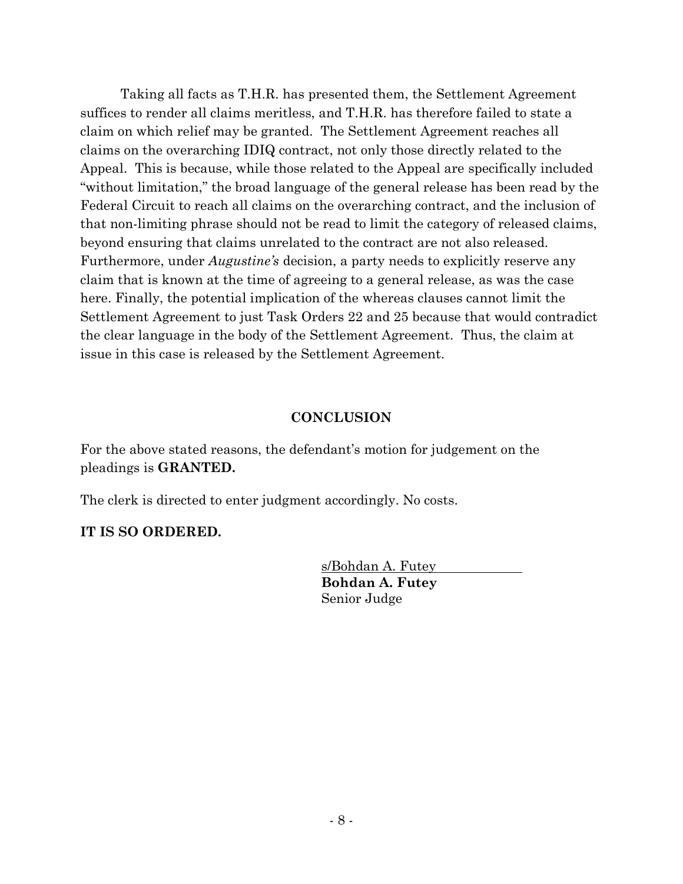Taking all facts as T.H.R. has presented them, the Settlement Agreement suffices to render all claims meritless, and T.H.R. has therefore failed to state a claim on which relief may be granted. The Settlement Agreement reaches all claims on the overarching IDIQ contract, not only those directly related to the Appeal. This is because, while those related to the Appeal are specifically included "without limitation," the broad language of the general release has been read by the Federal Circuit to reach all claims on the overarching contract, and the inclusion of that non-limiting phrase should not be read to limit the category of released claims, beyond ensuring that claims unrelated to the contract are not also released. Furthermore, under *Augustine's* decision, a party needs to explicitly reserve any claim that is known at the time of agreeing to a general release, as was the case here. Finally, the potential implication of the whereas clauses cannot limit the Settlement Agreement to just Task Orders 22 and 25 because that would contradict the clear language in the body of the Settlement Agreement. Thus, the claim at issue in this case is released by the Settlement Agreement.

## CONCLUSION

For the above stated reasons, the defendant's motion for judgement on the pleadings is **GRANTED.**

The clerk is directed to enter judgment accordingly. No costs.

**IT IS SO ORDERED.**

s/Bohdan A. Futey
**Bohdan A. Futey**
Senior Judge